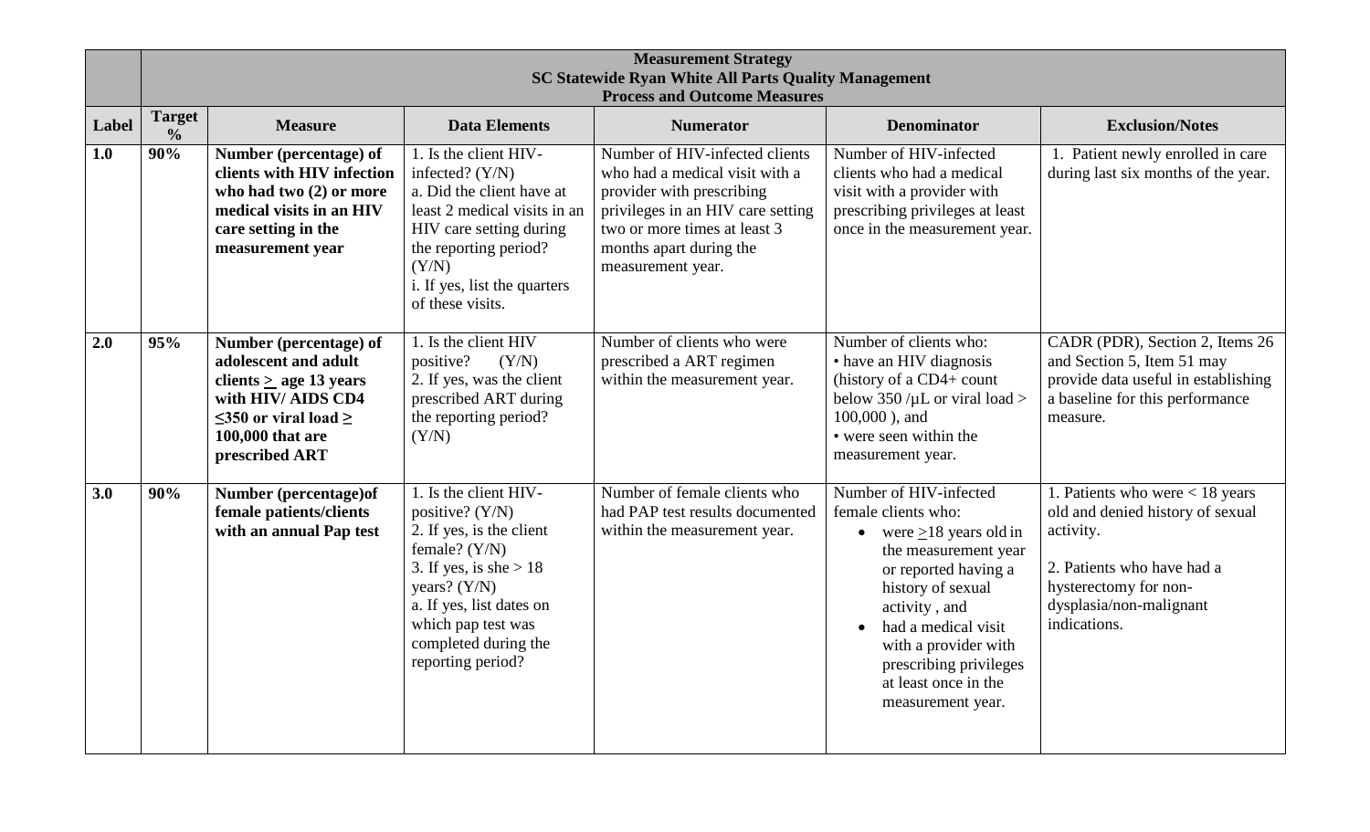| | Measurement Strategy<br>SC Statewide Ryan White All Parts Quality Management<br>Process and Outcome Measures | | | | | |
|---|---|---|---|---|---|---|
| **Label** | **Target %** | **Measure** | **Data Elements** | **Numerator** | **Denominator** | **Exclusion/Notes** |
| **1.0** | **90%** | **Number (percentage) of clients with HIV infection who had two (2) or more medical visits in an HIV care setting in the measurement year** | 1. Is the client HIV-infected? (Y/N)<br>a. Did the client have at least 2 medical visits in an HIV care setting during the reporting period? (Y/N)<br>i. If yes, list the quarters of these visits. | Number of HIV-infected clients who had a medical visit with a provider with prescribing privileges in an HIV care setting two or more times at least 3 months apart during the measurement year. | Number of HIV-infected clients who had a medical visit with a provider with prescribing privileges at least once in the measurement year. | 1. Patient newly enrolled in care during last six months of the year. |
| **2.0** | **95%** | **Number (percentage) of adolescent and adult clients $\geq$ age 13 years with HIV/ AIDS CD4 $\leq$350 or viral load $\geq$ 100,000 that are prescribed ART** | 1. Is the client HIV positive? (Y/N)<br>2. If yes, was the client prescribed ART during the reporting period? (Y/N) | Number of clients who were prescribed a ART regimen within the measurement year. | Number of clients who:<br>• have an HIV diagnosis (history of a CD4+ count below 350 /µL or viral load > 100,000 ), and<br>• were seen within the measurement year. | CADR (PDR), Section 2, Items 26 and Section 5, Item 51 may provide data useful in establishing a baseline for this performance measure. |
| **3.0** | **90%** | **Number (percentage)of female patients/clients with an annual Pap test** | 1. Is the client HIV-positive? (Y/N)<br>2. If yes, is the client female? (Y/N)<br>3. If yes, is she > 18 years? (Y/N)<br>a. If yes, list dates on which pap test was completed during the reporting period? | Number of female clients who had PAP test results documented within the measurement year. | Number of HIV-infected female clients who:<br>• were $\geq$18 years old in the measurement year or reported having a history of sexual activity , and<br>• had a medical visit with a provider with prescribing privileges at least once in the measurement year. | 1. Patients who were < 18 years old and denied history of sexual activity.<br><br>2. Patients who have had a hysterectomy for non-dysplasia/non-malignant indications. |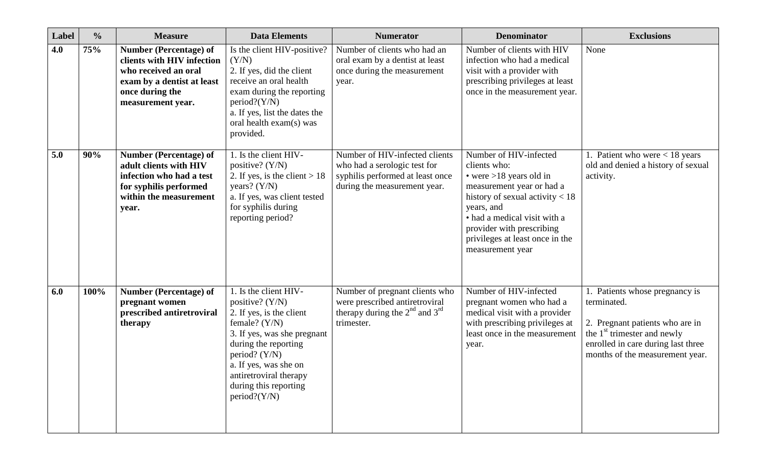| Label | % | Measure | Data Elements | Numerator | Denominator | Exclusions |
|---|---|---|---|---|---|---|
| **4.0** | **75%** | **Number (Percentage) of clients with HIV infection who received an oral exam by a dentist at least once during the measurement year.** | Is the client HIV-positive? (Y/N)<br>2. If yes, did the client receive an oral health exam during the reporting period?(Y/N)<br>a. If yes, list the dates the oral health exam(s) was provided. | Number of clients who had an oral exam by a dentist at least once during the measurement year. | Number of clients with HIV infection who had a medical visit with a provider with prescribing privileges at least once in the measurement year. | None |
| **5.0** | **90%** | **Number (Percentage) of adult clients with HIV infection who had a test for syphilis performed within the measurement year.** | 1. Is the client HIV-positive? (Y/N)<br>2. If yes, is the client > 18 years? (Y/N)<br>a. If yes, was client tested for syphilis during reporting period? | Number of HIV-infected clients who had a serologic test for syphilis performed at least once during the measurement year. | Number of HIV-infected clients who:<br>• were >18 years old in measurement year or had a history of sexual activity < 18 years, and<br>• had a medical visit with a provider with prescribing privileges at least once in the measurement year | 1. Patient who were < 18 years old and denied a history of sexual activity. |
| **6.0** | **100%** | **Number (Percentage) of pregnant women prescribed antiretroviral therapy** | 1. Is the client HIV-positive? (Y/N)<br>2. If yes, is the client female? (Y/N)<br>3. If yes, was she pregnant during the reporting period? (Y/N)<br>a. If yes, was she on antiretroviral therapy during this reporting period?(Y/N) | Number of pregnant clients who were prescribed antiretroviral therapy during the 2nd and 3rd trimester. | Number of HIV-infected pregnant women who had a medical visit with a provider with prescribing privileges at least once in the measurement year. | 1. Patients whose pregnancy is terminated.<br><br>2. Pregnant patients who are in the 1st trimester and newly enrolled in care during last three months of the measurement year. |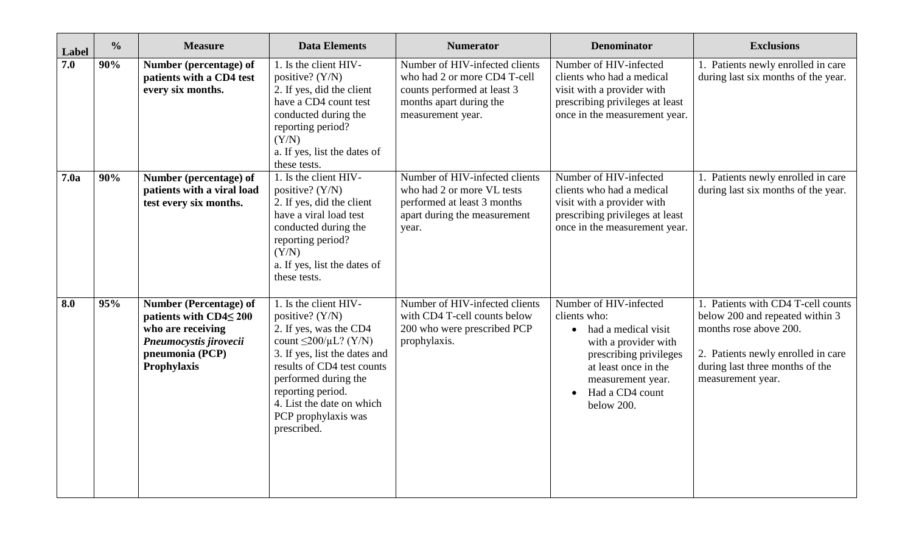| Label | % | Measure | Data Elements | Numerator | Denominator | Exclusions |
|---|---|---|---|---|---|---|
| **7.0** | **90%** | **Number (percentage) of patients with a CD4 test every six months.** | 1. Is the client HIV-positive? (Y/N)<br>2. If yes, did the client have a CD4 count test conducted during the reporting period? (Y/N)<br>a. If yes, list the dates of these tests. | Number of HIV-infected clients who had 2 or more CD4 T-cell counts performed at least 3 months apart during the measurement year. | Number of HIV-infected clients who had a medical visit with a provider with prescribing privileges at least once in the measurement year. | 1. Patients newly enrolled in care during last six months of the year. |
| **7.0a** | **90%** | **Number (percentage) of patients with a viral load test every six months.** | 1. Is the client HIV-positive? (Y/N)<br>2. If yes, did the client have a viral load test conducted during the reporting period? (Y/N)<br>a. If yes, list the dates of these tests. | Number of HIV-infected clients who had 2 or more VL tests performed at least 3 months apart during the measurement year. | Number of HIV-infected clients who had a medical visit with a provider with prescribing privileges at least once in the measurement year. | 1. Patients newly enrolled in care during last six months of the year. |
| **8.0** | **95%** | **Number (Percentage) of patients with CD4≤ 200 who are receiving *Pneumocystis jirovecii* pneumonia (PCP) Prophylaxis** | 1. Is the client HIV-positive? (Y/N)<br>2. If yes, was the CD4 count ≤200/µL? (Y/N)<br>3. If yes, list the dates and results of CD4 test counts performed during the reporting period.<br>4. List the date on which PCP prophylaxis was prescribed. | Number of HIV-infected clients with CD4 T-cell counts below 200 who were prescribed PCP prophylaxis. | Number of HIV-infected clients who:<br>• had a medical visit with a provider with prescribing privileges at least once in the measurement year.<br>• Had a CD4 count below 200. | 1. Patients with CD4 T-cell counts below 200 and repeated within 3 months rose above 200.<br><br>2. Patients newly enrolled in care during last three months of the measurement year. |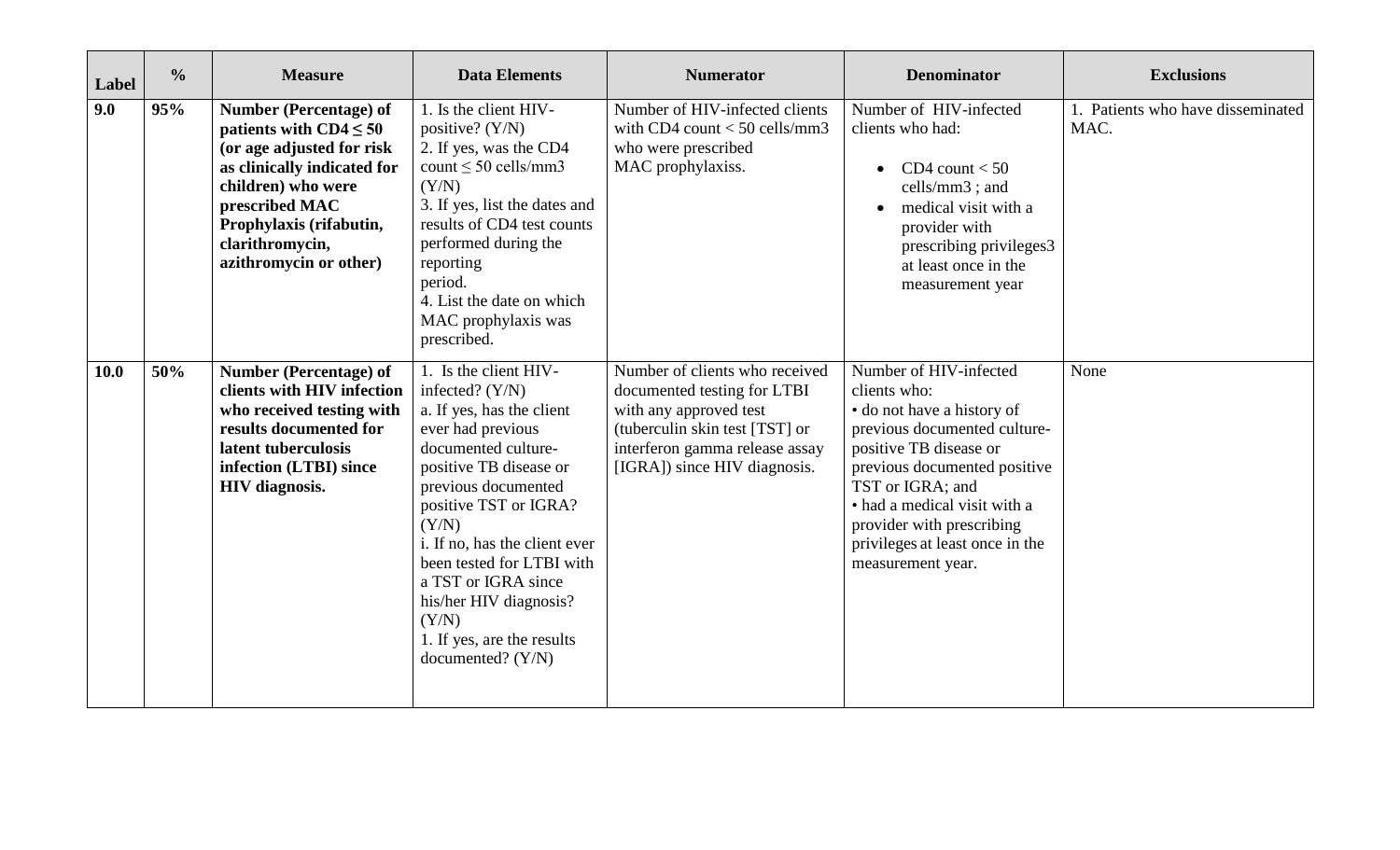| Label | % | Measure | Data Elements | Numerator | Denominator | Exclusions |
|---|---|---|---|---|---|---|
| **9.0** | **95%** | **Number (Percentage) of patients with CD4 ≤ 50 (or age adjusted for risk as clinically indicated for children) who were prescribed MAC Prophylaxis (rifabutin, clarithromycin, azithromycin or other)** | 1. Is the client HIV-positive? (Y/N)<br>2. If yes, was the CD4 count ≤ 50 cells/mm3 (Y/N)<br>3. If yes, list the dates and results of CD4 test counts performed during the reporting period.<br>4. List the date on which MAC prophylaxis was prescribed. | Number of HIV-infected clients with CD4 count < 50 cells/mm3 who were prescribed MAC prophylaxiss. | Number of HIV-infected clients who had:<br>• CD4 count < 50 cells/mm3 ; and<br>• medical visit with a provider with prescribing privileges3 at least once in the measurement year | 1. Patients who have disseminated MAC. |
| **10.0** | **50%** | **Number (Percentage) of clients with HIV infection who received testing with results documented for latent tuberculosis infection (LTBI) since HIV diagnosis.** | 1. Is the client HIV-infected? (Y/N)<br>a. If yes, has the client ever had previous documented culture-positive TB disease or previous documented positive TST or IGRA? (Y/N)<br>i. If no, has the client ever been tested for LTBI with a TST or IGRA since his/her HIV diagnosis? (Y/N)<br>1. If yes, are the results documented? (Y/N) | Number of clients who received documented testing for LTBI with any approved test (tuberculin skin test [TST] or interferon gamma release assay [IGRA]) since HIV diagnosis. | Number of HIV-infected clients who:<br>• do not have a history of previous documented culture-positive TB disease or previous documented positive TST or IGRA; and<br>• had a medical visit with a provider with prescribing privileges at least once in the measurement year. | None |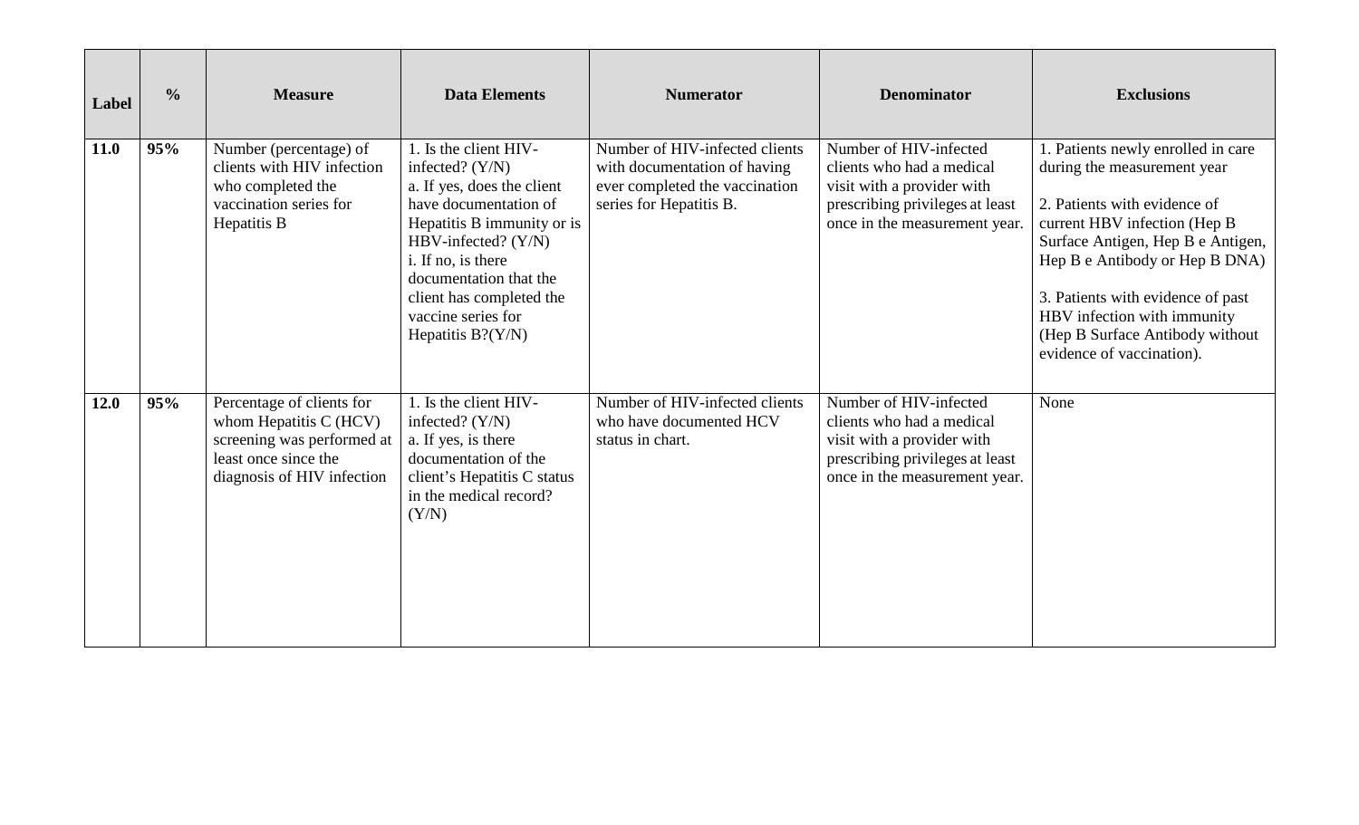| Label | % | Measure | Data Elements | Numerator | Denominator | Exclusions |
|---|---|---|---|---|---|---|
| **11.0** | **95%** | Number (percentage) of clients with HIV infection who completed the vaccination series for Hepatitis B | 1. Is the client HIV-infected? (Y/N)<br>a. If yes, does the client have documentation of Hepatitis B immunity or is HBV-infected? (Y/N)<br>i. If no, is there documentation that the client has completed the vaccine series for Hepatitis B?(Y/N) | Number of HIV-infected clients with documentation of having ever completed the vaccination series for Hepatitis B. | Number of HIV-infected clients who had a medical visit with a provider with prescribing privileges at least once in the measurement year. | 1. Patients newly enrolled in care during the measurement year<br><br>2. Patients with evidence of current HBV infection (Hep B Surface Antigen, Hep B e Antigen, Hep B e Antibody or Hep B DNA)<br><br>3. Patients with evidence of past HBV infection with immunity (Hep B Surface Antibody without evidence of vaccination). |
| **12.0** | **95%** | Percentage of clients for whom Hepatitis C (HCV) screening was performed at least once since the diagnosis of HIV infection | 1. Is the client HIV-infected? (Y/N)<br>a. If yes, is there documentation of the client's Hepatitis C status in the medical record? (Y/N) | Number of HIV-infected clients who have documented HCV status in chart. | Number of HIV-infected clients who had a medical visit with a provider with prescribing privileges at least once in the measurement year. | None |